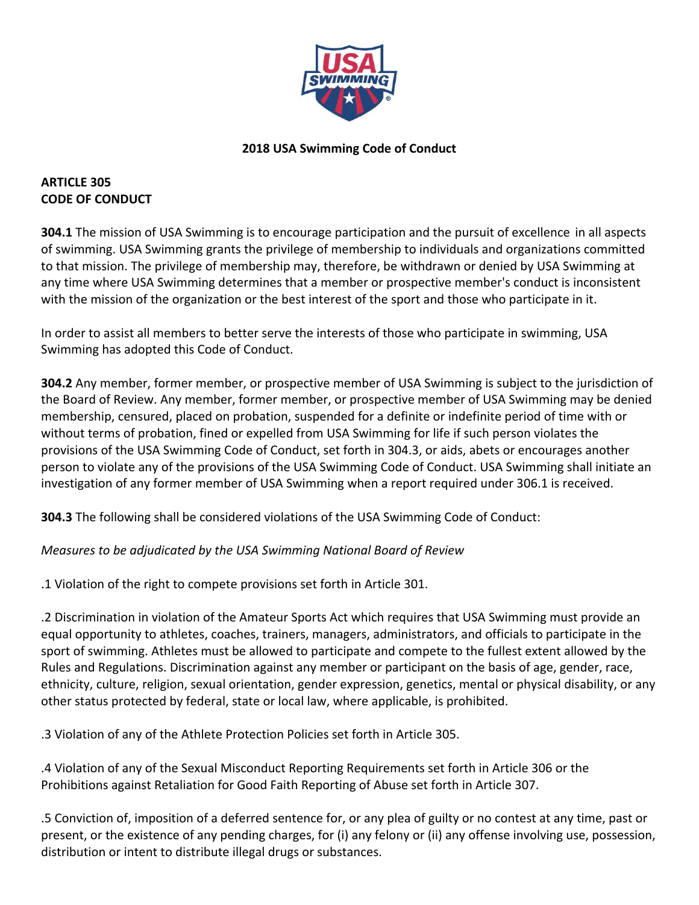**2018 USA Swimming Code of Conduct**

**ARTICLE 305**
**CODE OF CONDUCT**

**304.1** The mission of USA Swimming is to encourage participation and the pursuit of excellence in all aspects of swimming. USA Swimming grants the privilege of membership to individuals and organizations committed to that mission. The privilege of membership may, therefore, be withdrawn or denied by USA Swimming at any time where USA Swimming determines that a member or prospective member's conduct is inconsistent with the mission of the organization or the best interest of the sport and those who participate in it.

In order to assist all members to better serve the interests of those who participate in swimming, USA Swimming has adopted this Code of Conduct.

**304.2** Any member, former member, or prospective member of USA Swimming is subject to the jurisdiction of the Board of Review. Any member, former member, or prospective member of USA Swimming may be denied membership, censured, placed on probation, suspended for a definite or indefinite period of time with or without terms of probation, fined or expelled from USA Swimming for life if such person violates the provisions of the USA Swimming Code of Conduct, set forth in 304.3, or aids, abets or encourages another person to violate any of the provisions of the USA Swimming Code of Conduct. USA Swimming shall initiate an investigation of any former member of USA Swimming when a report required under 306.1 is received.

**304.3** The following shall be considered violations of the USA Swimming Code of Conduct:

*Measures to be adjudicated by the USA Swimming National Board of Review*

.1 Violation of the right to compete provisions set forth in Article 301.

.2 Discrimination in violation of the Amateur Sports Act which requires that USA Swimming must provide an equal opportunity to athletes, coaches, trainers, managers, administrators, and officials to participate in the sport of swimming. Athletes must be allowed to participate and compete to the fullest extent allowed by the Rules and Regulations. Discrimination against any member or participant on the basis of age, gender, race, ethnicity, culture, religion, sexual orientation, gender expression, genetics, mental or physical disability, or any other status protected by federal, state or local law, where applicable, is prohibited.

.3 Violation of any of the Athlete Protection Policies set forth in Article 305.

.4 Violation of any of the Sexual Misconduct Reporting Requirements set forth in Article 306 or the Prohibitions against Retaliation for Good Faith Reporting of Abuse set forth in Article 307.

.5 Conviction of, imposition of a deferred sentence for, or any plea of guilty or no contest at any time, past or present, or the existence of any pending charges, for (i) any felony or (ii) any offense involving use, possession, distribution or intent to distribute illegal drugs or substances.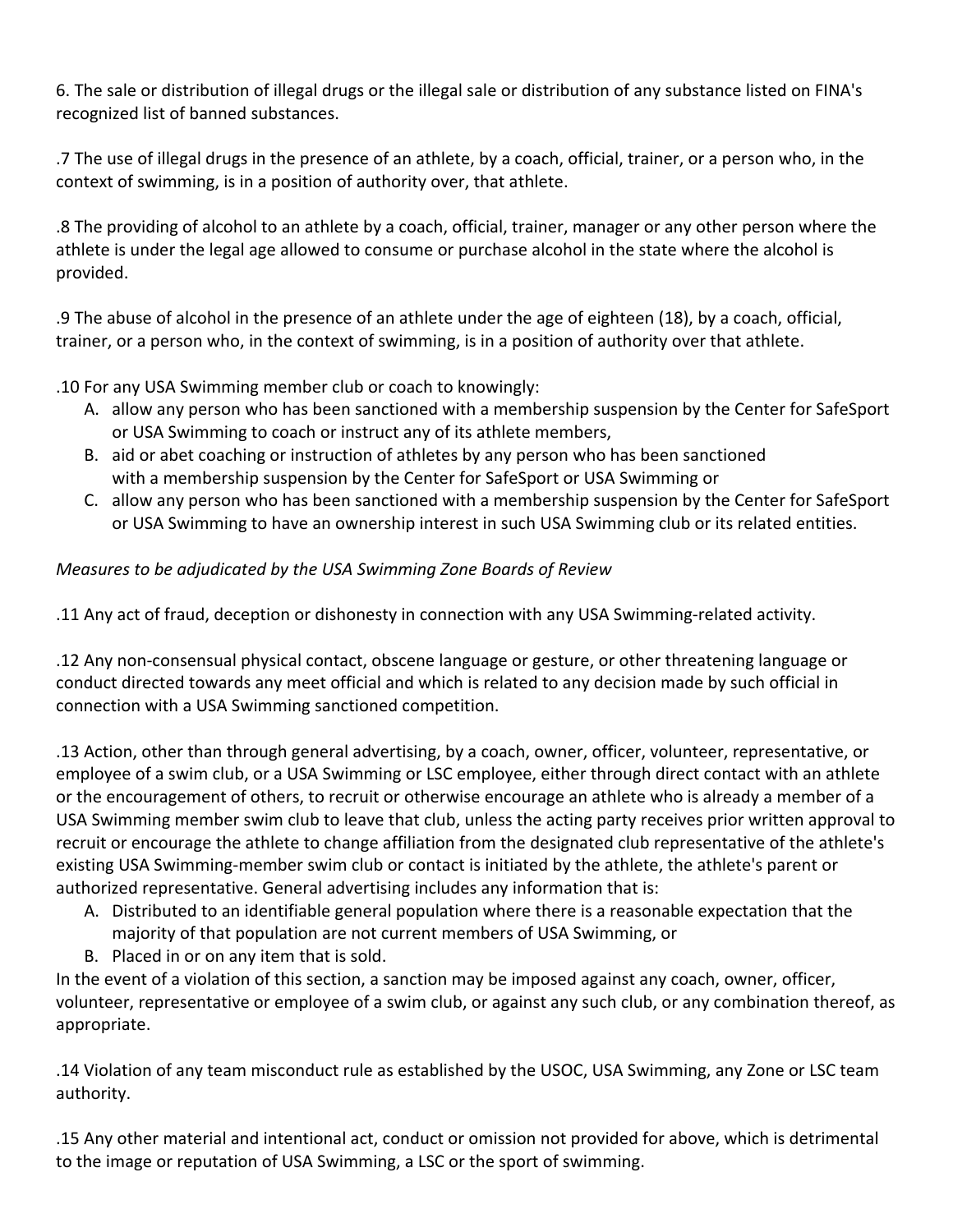6. The sale or distribution of illegal drugs or the illegal sale or distribution of any substance listed on FINA's recognized list of banned substances.

.7 The use of illegal drugs in the presence of an athlete, by a coach, official, trainer, or a person who, in the context of swimming, is in a position of authority over, that athlete.

.8 The providing of alcohol to an athlete by a coach, official, trainer, manager or any other person where the athlete is under the legal age allowed to consume or purchase alcohol in the state where the alcohol is provided.

.9 The abuse of alcohol in the presence of an athlete under the age of eighteen (18), by a coach, official, trainer, or a person who, in the context of swimming, is in a position of authority over that athlete.

.10 For any USA Swimming member club or coach to knowingly:

A. allow any person who has been sanctioned with a membership suspension by the Center for SafeSport or USA Swimming to coach or instruct any of its athlete members,
B. aid or abet coaching or instruction of athletes by any person who has been sanctioned with a membership suspension by the Center for SafeSport or USA Swimming or
C. allow any person who has been sanctioned with a membership suspension by the Center for SafeSport or USA Swimming to have an ownership interest in such USA Swimming club or its related entities.

*Measures to be adjudicated by the USA Swimming Zone Boards of Review*

.11 Any act of fraud, deception or dishonesty in connection with any USA Swimming-related activity.

.12 Any non-consensual physical contact, obscene language or gesture, or other threatening language or conduct directed towards any meet official and which is related to any decision made by such official in connection with a USA Swimming sanctioned competition.

.13 Action, other than through general advertising, by a coach, owner, officer, volunteer, representative, or employee of a swim club, or a USA Swimming or LSC employee, either through direct contact with an athlete or the encouragement of others, to recruit or otherwise encourage an athlete who is already a member of a USA Swimming member swim club to leave that club, unless the acting party receives prior written approval to recruit or encourage the athlete to change affiliation from the designated club representative of the athlete's existing USA Swimming-member swim club or contact is initiated by the athlete, the athlete's parent or authorized representative. General advertising includes any information that is:

A. Distributed to an identifiable general population where there is a reasonable expectation that the majority of that population are not current members of USA Swimming, or
B. Placed in or on any item that is sold.

In the event of a violation of this section, a sanction may be imposed against any coach, owner, officer, volunteer, representative or employee of a swim club, or against any such club, or any combination thereof, as appropriate.

.14 Violation of any team misconduct rule as established by the USOC, USA Swimming, any Zone or LSC team authority.

.15 Any other material and intentional act, conduct or omission not provided for above, which is detrimental to the image or reputation of USA Swimming, a LSC or the sport of swimming.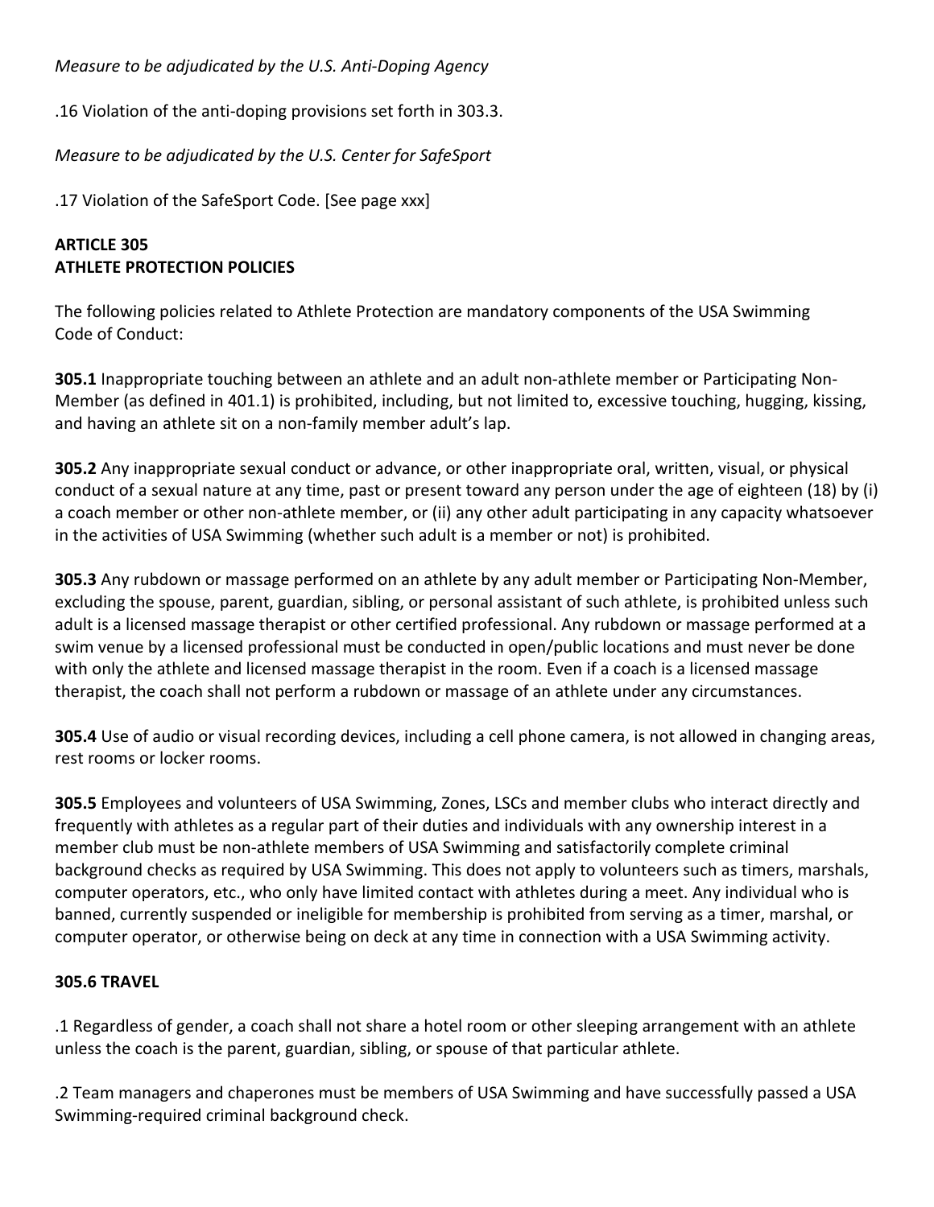*Measure to be adjudicated by the U.S. Anti-Doping Agency*

.16 Violation of the anti-doping provisions set forth in 303.3.

*Measure to be adjudicated by the U.S. Center for SafeSport*

.17 Violation of the SafeSport Code. [See page xxx]

## ARTICLE 305
## ATHLETE PROTECTION POLICIES

The following policies related to Athlete Protection are mandatory components of the USA Swimming Code of Conduct:

**305.1** Inappropriate touching between an athlete and an adult non-athlete member or Participating Non-Member (as defined in 401.1) is prohibited, including, but not limited to, excessive touching, hugging, kissing, and having an athlete sit on a non-family member adult's lap.

**305.2** Any inappropriate sexual conduct or advance, or other inappropriate oral, written, visual, or physical conduct of a sexual nature at any time, past or present toward any person under the age of eighteen (18) by (i) a coach member or other non-athlete member, or (ii) any other adult participating in any capacity whatsoever in the activities of USA Swimming (whether such adult is a member or not) is prohibited.

**305.3** Any rubdown or massage performed on an athlete by any adult member or Participating Non-Member, excluding the spouse, parent, guardian, sibling, or personal assistant of such athlete, is prohibited unless such adult is a licensed massage therapist or other certified professional. Any rubdown or massage performed at a swim venue by a licensed professional must be conducted in open/public locations and must never be done with only the athlete and licensed massage therapist in the room. Even if a coach is a licensed massage therapist, the coach shall not perform a rubdown or massage of an athlete under any circumstances.

**305.4** Use of audio or visual recording devices, including a cell phone camera, is not allowed in changing areas, rest rooms or locker rooms.

**305.5** Employees and volunteers of USA Swimming, Zones, LSCs and member clubs who interact directly and frequently with athletes as a regular part of their duties and individuals with any ownership interest in a member club must be non-athlete members of USA Swimming and satisfactorily complete criminal background checks as required by USA Swimming. This does not apply to volunteers such as timers, marshals, computer operators, etc., who only have limited contact with athletes during a meet. Any individual who is banned, currently suspended or ineligible for membership is prohibited from serving as a timer, marshal, or computer operator, or otherwise being on deck at any time in connection with a USA Swimming activity.

### 305.6 TRAVEL

.1 Regardless of gender, a coach shall not share a hotel room or other sleeping arrangement with an athlete unless the coach is the parent, guardian, sibling, or spouse of that particular athlete.

.2 Team managers and chaperones must be members of USA Swimming and have successfully passed a USA Swimming-required criminal background check.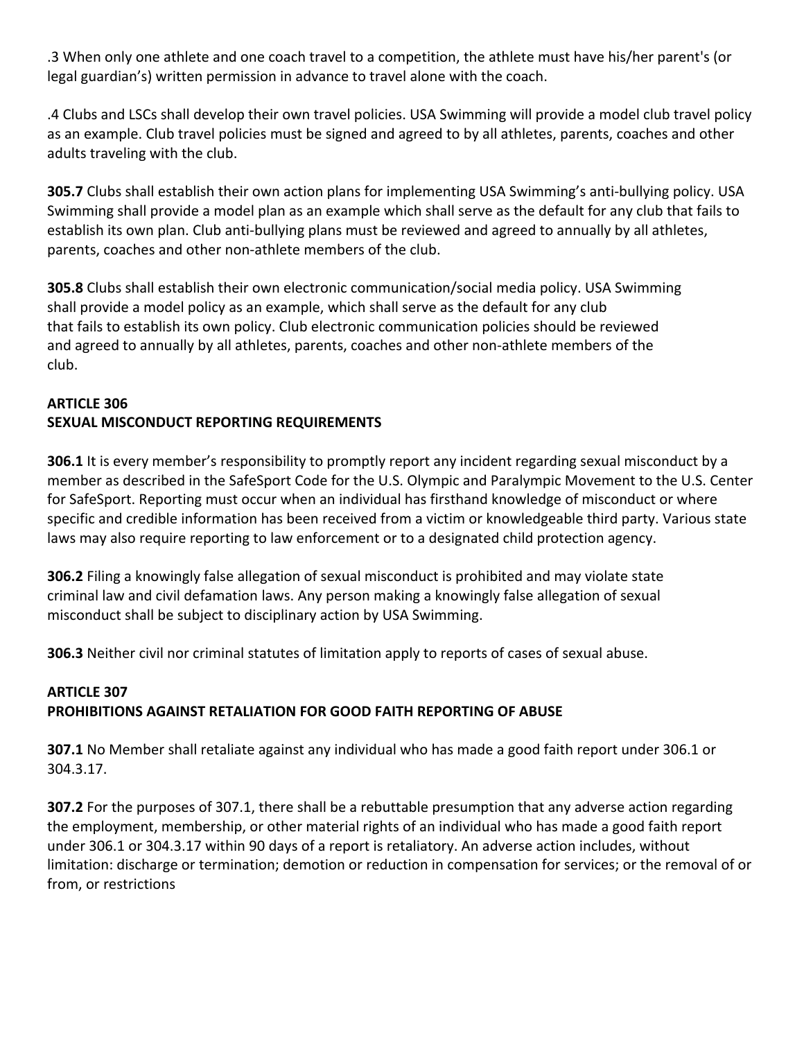.3 When only one athlete and one coach travel to a competition, the athlete must have his/her parent's (or legal guardian's) written permission in advance to travel alone with the coach.

.4 Clubs and LSCs shall develop their own travel policies. USA Swimming will provide a model club travel policy as an example. Club travel policies must be signed and agreed to by all athletes, parents, coaches and other adults traveling with the club.

**305.7** Clubs shall establish their own action plans for implementing USA Swimming's anti-bullying policy. USA Swimming shall provide a model plan as an example which shall serve as the default for any club that fails to establish its own plan. Club anti-bullying plans must be reviewed and agreed to annually by all athletes, parents, coaches and other non-athlete members of the club.

**305.8** Clubs shall establish their own electronic communication/social media policy. USA Swimming shall provide a model policy as an example, which shall serve as the default for any club that fails to establish its own policy. Club electronic communication policies should be reviewed and agreed to annually by all athletes, parents, coaches and other non-athlete members of the club.

## ARTICLE 306
## SEXUAL MISCONDUCT REPORTING REQUIREMENTS

**306.1** It is every member's responsibility to promptly report any incident regarding sexual misconduct by a member as described in the SafeSport Code for the U.S. Olympic and Paralympic Movement to the U.S. Center for SafeSport. Reporting must occur when an individual has firsthand knowledge of misconduct or where specific and credible information has been received from a victim or knowledgeable third party. Various state laws may also require reporting to law enforcement or to a designated child protection agency.

**306.2** Filing a knowingly false allegation of sexual misconduct is prohibited and may violate state criminal law and civil defamation laws. Any person making a knowingly false allegation of sexual misconduct shall be subject to disciplinary action by USA Swimming.

**306.3** Neither civil nor criminal statutes of limitation apply to reports of cases of sexual abuse.

## ARTICLE 307
## PROHIBITIONS AGAINST RETALIATION FOR GOOD FAITH REPORTING OF ABUSE

**307.1** No Member shall retaliate against any individual who has made a good faith report under 306.1 or 304.3.17.

**307.2** For the purposes of 307.1, there shall be a rebuttable presumption that any adverse action regarding the employment, membership, or other material rights of an individual who has made a good faith report under 306.1 or 304.3.17 within 90 days of a report is retaliatory. An adverse action includes, without limitation: discharge or termination; demotion or reduction in compensation for services; or the removal of or from, or restrictions